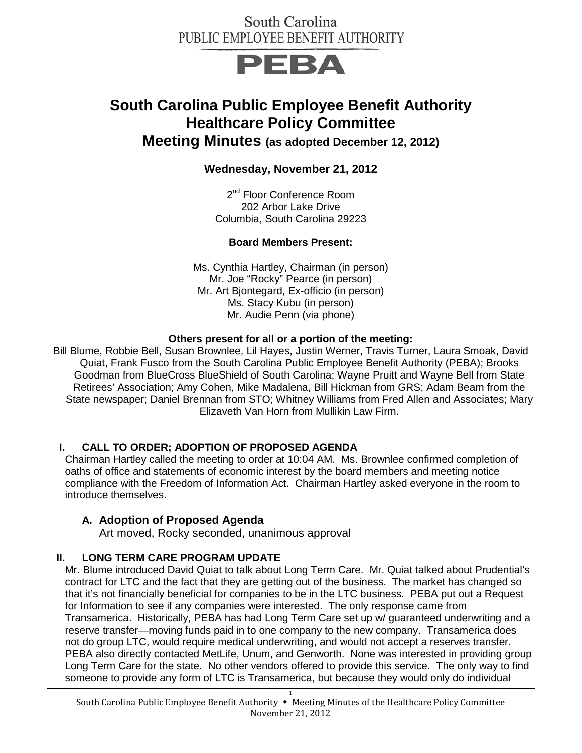South Carolina
PUBLIC EMPLOYEE BENEFIT AUTHORITY

PEBA

# South Carolina Public Employee Benefit Authority Healthcare Policy Committee Meeting Minutes (as adopted December 12, 2012)

### Wednesday, November 21, 2012

2nd Floor Conference Room
202 Arbor Lake Drive
Columbia, South Carolina 29223

**Board Members Present:**

Ms. Cynthia Hartley, Chairman (in person)
Mr. Joe "Rocky" Pearce (in person)
Mr. Art Bjontegard, Ex-officio (in person)
Ms. Stacy Kubu (in person)
Mr. Audie Penn (via phone)

**Others present for all or a portion of the meeting:**

Bill Blume, Robbie Bell, Susan Brownlee, Lil Hayes, Justin Werner, Travis Turner, Laura Smoak, David Quiat, Frank Fusco from the South Carolina Public Employee Benefit Authority (PEBA); Brooks Goodman from BlueCross BlueShield of South Carolina; Wayne Pruitt and Wayne Bell from State Retirees' Association; Amy Cohen, Mike Madalena, Bill Hickman from GRS; Adam Beam from the State newspaper; Daniel Brennan from STO; Whitney Williams from Fred Allen and Associates; Mary Elizaveth Van Horn from Mullikin Law Firm.

## I. CALL TO ORDER; ADOPTION OF PROPOSED AGENDA

Chairman Hartley called the meeting to order at 10:04 AM. Ms. Brownlee confirmed completion of oaths of office and statements of economic interest by the board members and meeting notice compliance with the Freedom of Information Act. Chairman Hartley asked everyone in the room to introduce themselves.

### A. Adoption of Proposed Agenda

Art moved, Rocky seconded, unanimous approval

## II. LONG TERM CARE PROGRAM UPDATE

Mr. Blume introduced David Quiat to talk about Long Term Care. Mr. Quiat talked about Prudential's contract for LTC and the fact that they are getting out of the business. The market has changed so that it's not financially beneficial for companies to be in the LTC business. PEBA put out a Request for Information to see if any companies were interested. The only response came from Transamerica. Historically, PEBA has had Long Term Care set up w/ guaranteed underwriting and a reserve transfer—moving funds paid in to one company to the new company. Transamerica does not do group LTC, would require medical underwriting, and would not accept a reserves transfer. PEBA also directly contacted MetLife, Unum, and Genworth. None was interested in providing group Long Term Care for the state. No other vendors offered to provide this service. The only way to find someone to provide any form of LTC is Transamerica, but because they would only do individual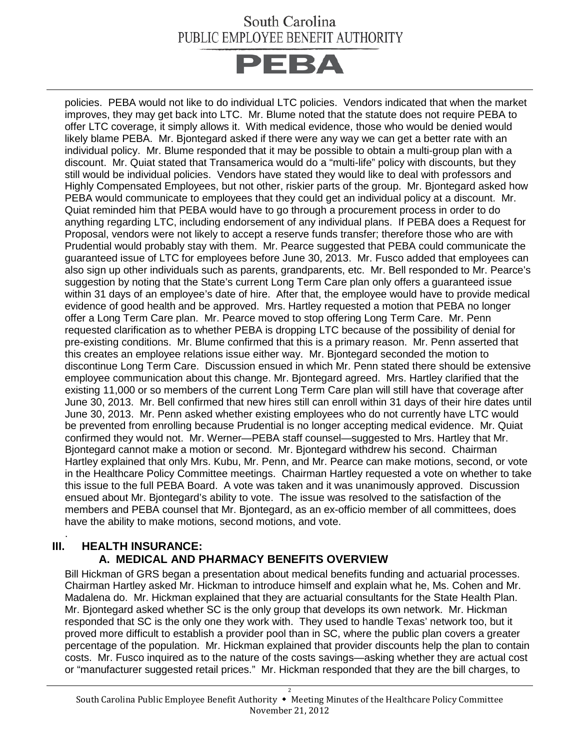policies. PEBA would not like to do individual LTC policies. Vendors indicated that when the market improves, they may get back into LTC. Mr. Blume noted that the statute does not require PEBA to offer LTC coverage, it simply allows it. With medical evidence, those who would be denied would likely blame PEBA. Mr. Bjontegard asked if there were any way we can get a better rate with an individual policy. Mr. Blume responded that it may be possible to obtain a multi-group plan with a discount. Mr. Quiat stated that Transamerica would do a "multi-life" policy with discounts, but they still would be individual policies. Vendors have stated they would like to deal with professors and Highly Compensated Employees, but not other, riskier parts of the group. Mr. Bjontegard asked how PEBA would communicate to employees that they could get an individual policy at a discount. Mr. Quiat reminded him that PEBA would have to go through a procurement process in order to do anything regarding LTC, including endorsement of any individual plans. If PEBA does a Request for Proposal, vendors were not likely to accept a reserve funds transfer; therefore those who are with Prudential would probably stay with them. Mr. Pearce suggested that PEBA could communicate the guaranteed issue of LTC for employees before June 30, 2013. Mr. Fusco added that employees can also sign up other individuals such as parents, grandparents, etc. Mr. Bell responded to Mr. Pearce's suggestion by noting that the State's current Long Term Care plan only offers a guaranteed issue within 31 days of an employee's date of hire. After that, the employee would have to provide medical evidence of good health and be approved. Mrs. Hartley requested a motion that PEBA no longer offer a Long Term Care plan. Mr. Pearce moved to stop offering Long Term Care. Mr. Penn requested clarification as to whether PEBA is dropping LTC because of the possibility of denial for pre-existing conditions. Mr. Blume confirmed that this is a primary reason. Mr. Penn asserted that this creates an employee relations issue either way. Mr. Bjontegard seconded the motion to discontinue Long Term Care. Discussion ensued in which Mr. Penn stated there should be extensive employee communication about this change. Mr. Bjontegard agreed. Mrs. Hartley clarified that the existing 11,000 or so members of the current Long Term Care plan will still have that coverage after June 30, 2013. Mr. Bell confirmed that new hires still can enroll within 31 days of their hire dates until June 30, 2013. Mr. Penn asked whether existing employees who do not currently have LTC would be prevented from enrolling because Prudential is no longer accepting medical evidence. Mr. Quiat confirmed they would not. Mr. Werner—PEBA staff counsel—suggested to Mrs. Hartley that Mr. Bjontegard cannot make a motion or second. Mr. Bjontegard withdrew his second. Chairman Hartley explained that only Mrs. Kubu, Mr. Penn, and Mr. Pearce can make motions, second, or vote in the Healthcare Policy Committee meetings. Chairman Hartley requested a vote on whether to take this issue to the full PEBA Board. A vote was taken and it was unanimously approved. Discussion ensued about Mr. Bjontegard's ability to vote. The issue was resolved to the satisfaction of the members and PEBA counsel that Mr. Bjontegard, as an ex-officio member of all committees, does have the ability to make motions, second motions, and vote.

## III. HEALTH INSURANCE:

### A. MEDICAL AND PHARMACY BENEFITS OVERVIEW

Bill Hickman of GRS began a presentation about medical benefits funding and actuarial processes. Chairman Hartley asked Mr. Hickman to introduce himself and explain what he, Ms. Cohen and Mr. Madalena do. Mr. Hickman explained that they are actuarial consultants for the State Health Plan. Mr. Bjontegard asked whether SC is the only group that develops its own network. Mr. Hickman responded that SC is the only one they work with. They used to handle Texas' network too, but it proved more difficult to establish a provider pool than in SC, where the public plan covers a greater percentage of the population. Mr. Hickman explained that provider discounts help the plan to contain costs. Mr. Fusco inquired as to the nature of the costs savings—asking whether they are actual cost or "manufacturer suggested retail prices." Mr. Hickman responded that they are the bill charges, to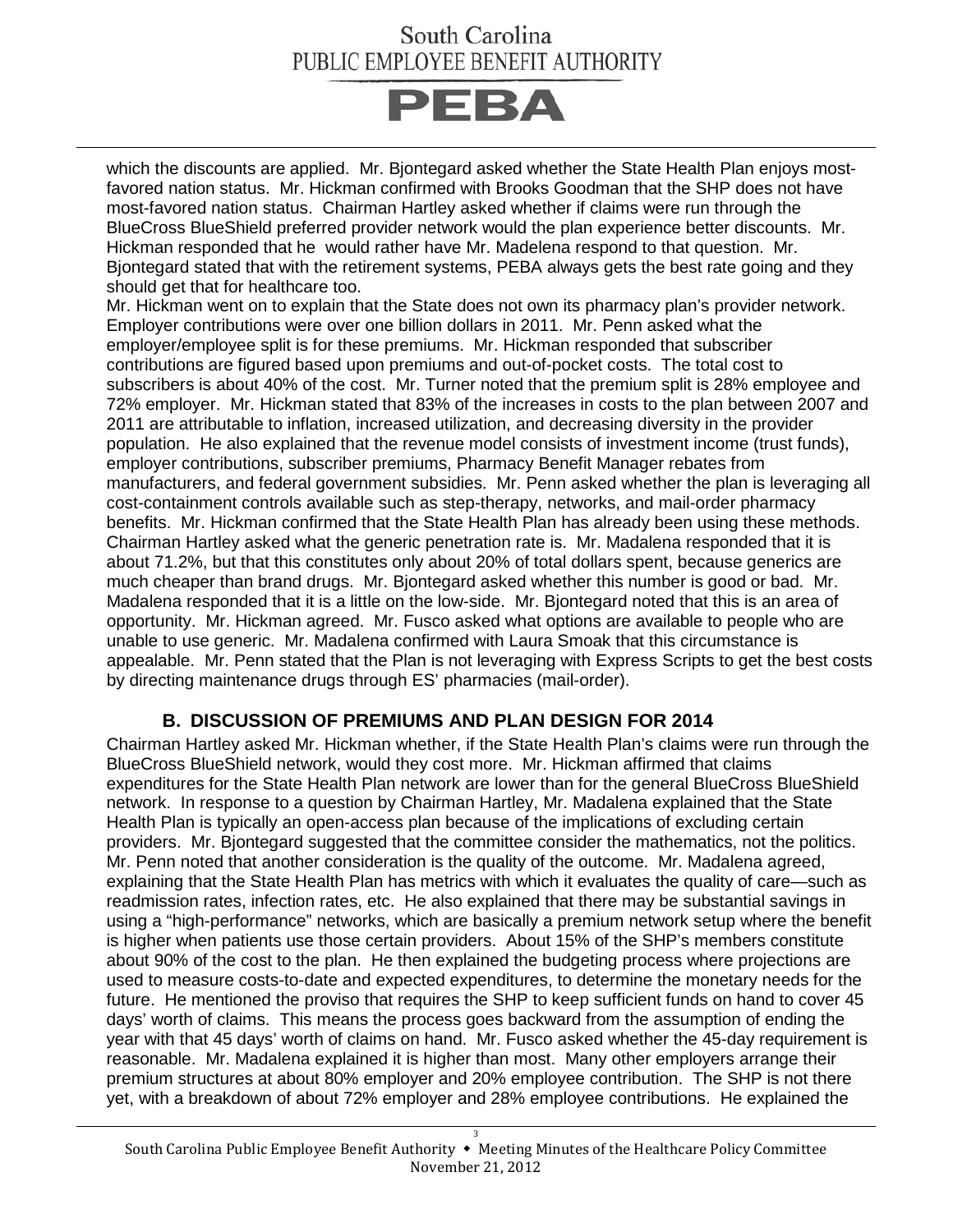which the discounts are applied. Mr. Bjontegard asked whether the State Health Plan enjoys most-favored nation status. Mr. Hickman confirmed with Brooks Goodman that the SHP does not have most-favored nation status. Chairman Hartley asked whether if claims were run through the BlueCross BlueShield preferred provider network would the plan experience better discounts. Mr. Hickman responded that he would rather have Mr. Madelena respond to that question. Mr. Bjontegard stated that with the retirement systems, PEBA always gets the best rate going and they should get that for healthcare too.

Mr. Hickman went on to explain that the State does not own its pharmacy plan's provider network. Employer contributions were over one billion dollars in 2011. Mr. Penn asked what the employer/employee split is for these premiums. Mr. Hickman responded that subscriber contributions are figured based upon premiums and out-of-pocket costs. The total cost to subscribers is about 40% of the cost. Mr. Turner noted that the premium split is 28% employee and 72% employer. Mr. Hickman stated that 83% of the increases in costs to the plan between 2007 and 2011 are attributable to inflation, increased utilization, and decreasing diversity in the provider population. He also explained that the revenue model consists of investment income (trust funds), employer contributions, subscriber premiums, Pharmacy Benefit Manager rebates from manufacturers, and federal government subsidies. Mr. Penn asked whether the plan is leveraging all cost-containment controls available such as step-therapy, networks, and mail-order pharmacy benefits. Mr. Hickman confirmed that the State Health Plan has already been using these methods. Chairman Hartley asked what the generic penetration rate is. Mr. Madalena responded that it is about 71.2%, but that this constitutes only about 20% of total dollars spent, because generics are much cheaper than brand drugs. Mr. Bjontegard asked whether this number is good or bad. Mr. Madalena responded that it is a little on the low-side. Mr. Bjontegard noted that this is an area of opportunity. Mr. Hickman agreed. Mr. Fusco asked what options are available to people who are unable to use generic. Mr. Madalena confirmed with Laura Smoak that this circumstance is appealable. Mr. Penn stated that the Plan is not leveraging with Express Scripts to get the best costs by directing maintenance drugs through ES' pharmacies (mail-order).

### B. DISCUSSION OF PREMIUMS AND PLAN DESIGN FOR 2014

Chairman Hartley asked Mr. Hickman whether, if the State Health Plan's claims were run through the BlueCross BlueShield network, would they cost more. Mr. Hickman affirmed that claims expenditures for the State Health Plan network are lower than for the general BlueCross BlueShield network. In response to a question by Chairman Hartley, Mr. Madalena explained that the State Health Plan is typically an open-access plan because of the implications of excluding certain providers. Mr. Bjontegard suggested that the committee consider the mathematics, not the politics. Mr. Penn noted that another consideration is the quality of the outcome. Mr. Madalena agreed, explaining that the State Health Plan has metrics with which it evaluates the quality of care—such as readmission rates, infection rates, etc. He also explained that there may be substantial savings in using a "high-performance" networks, which are basically a premium network setup where the benefit is higher when patients use those certain providers. About 15% of the SHP's members constitute about 90% of the cost to the plan. He then explained the budgeting process where projections are used to measure costs-to-date and expected expenditures, to determine the monetary needs for the future. He mentioned the proviso that requires the SHP to keep sufficient funds on hand to cover 45 days' worth of claims. This means the process goes backward from the assumption of ending the year with that 45 days' worth of claims on hand. Mr. Fusco asked whether the 45-day requirement is reasonable. Mr. Madalena explained it is higher than most. Many other employers arrange their premium structures at about 80% employer and 20% employee contribution. The SHP is not there yet, with a breakdown of about 72% employer and 28% employee contributions. He explained the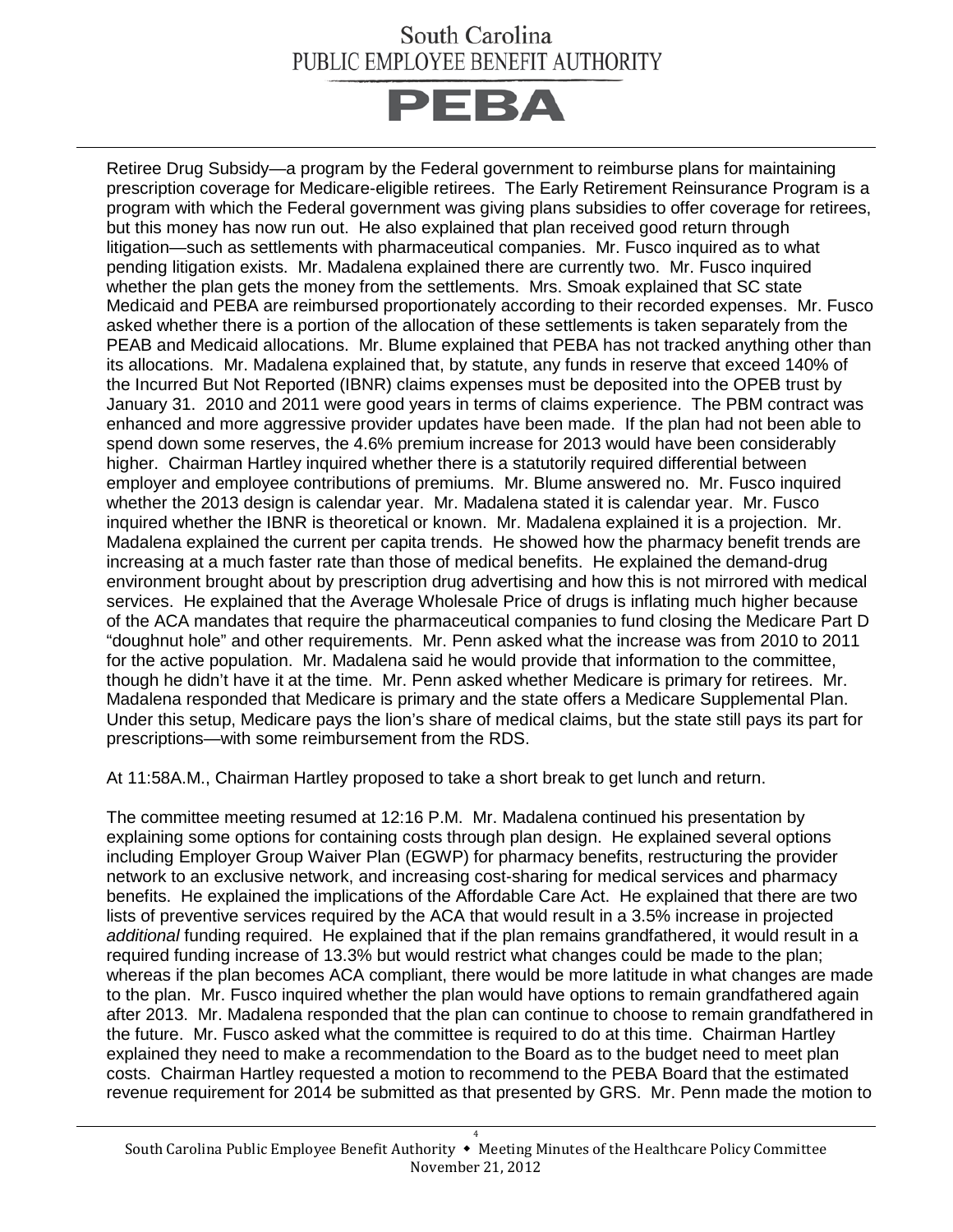Retiree Drug Subsidy—a program by the Federal government to reimburse plans for maintaining prescription coverage for Medicare-eligible retirees. The Early Retirement Reinsurance Program is a program with which the Federal government was giving plans subsidies to offer coverage for retirees, but this money has now run out. He also explained that plan received good return through litigation—such as settlements with pharmaceutical companies. Mr. Fusco inquired as to what pending litigation exists. Mr. Madalena explained there are currently two. Mr. Fusco inquired whether the plan gets the money from the settlements. Mrs. Smoak explained that SC state Medicaid and PEBA are reimbursed proportionately according to their recorded expenses. Mr. Fusco asked whether there is a portion of the allocation of these settlements is taken separately from the PEAB and Medicaid allocations. Mr. Blume explained that PEBA has not tracked anything other than its allocations. Mr. Madalena explained that, by statute, any funds in reserve that exceed 140% of the Incurred But Not Reported (IBNR) claims expenses must be deposited into the OPEB trust by January 31. 2010 and 2011 were good years in terms of claims experience. The PBM contract was enhanced and more aggressive provider updates have been made. If the plan had not been able to spend down some reserves, the 4.6% premium increase for 2013 would have been considerably higher. Chairman Hartley inquired whether there is a statutorily required differential between employer and employee contributions of premiums. Mr. Blume answered no. Mr. Fusco inquired whether the 2013 design is calendar year. Mr. Madalena stated it is calendar year. Mr. Fusco inquired whether the IBNR is theoretical or known. Mr. Madalena explained it is a projection. Mr. Madalena explained the current per capita trends. He showed how the pharmacy benefit trends are increasing at a much faster rate than those of medical benefits. He explained the demand-drug environment brought about by prescription drug advertising and how this is not mirrored with medical services. He explained that the Average Wholesale Price of drugs is inflating much higher because of the ACA mandates that require the pharmaceutical companies to fund closing the Medicare Part D "doughnut hole" and other requirements. Mr. Penn asked what the increase was from 2010 to 2011 for the active population. Mr. Madalena said he would provide that information to the committee, though he didn't have it at the time. Mr. Penn asked whether Medicare is primary for retirees. Mr. Madalena responded that Medicare is primary and the state offers a Medicare Supplemental Plan. Under this setup, Medicare pays the lion's share of medical claims, but the state still pays its part for prescriptions—with some reimbursement from the RDS.

At 11:58A.M., Chairman Hartley proposed to take a short break to get lunch and return.

The committee meeting resumed at 12:16 P.M. Mr. Madalena continued his presentation by explaining some options for containing costs through plan design. He explained several options including Employer Group Waiver Plan (EGWP) for pharmacy benefits, restructuring the provider network to an exclusive network, and increasing cost-sharing for medical services and pharmacy benefits. He explained the implications of the Affordable Care Act. He explained that there are two lists of preventive services required by the ACA that would result in a 3.5% increase in projected *additional* funding required. He explained that if the plan remains grandfathered, it would result in a required funding increase of 13.3% but would restrict what changes could be made to the plan; whereas if the plan becomes ACA compliant, there would be more latitude in what changes are made to the plan. Mr. Fusco inquired whether the plan would have options to remain grandfathered again after 2013. Mr. Madalena responded that the plan can continue to choose to remain grandfathered in the future. Mr. Fusco asked what the committee is required to do at this time. Chairman Hartley explained they need to make a recommendation to the Board as to the budget need to meet plan costs. Chairman Hartley requested a motion to recommend to the PEBA Board that the estimated revenue requirement for 2014 be submitted as that presented by GRS. Mr. Penn made the motion to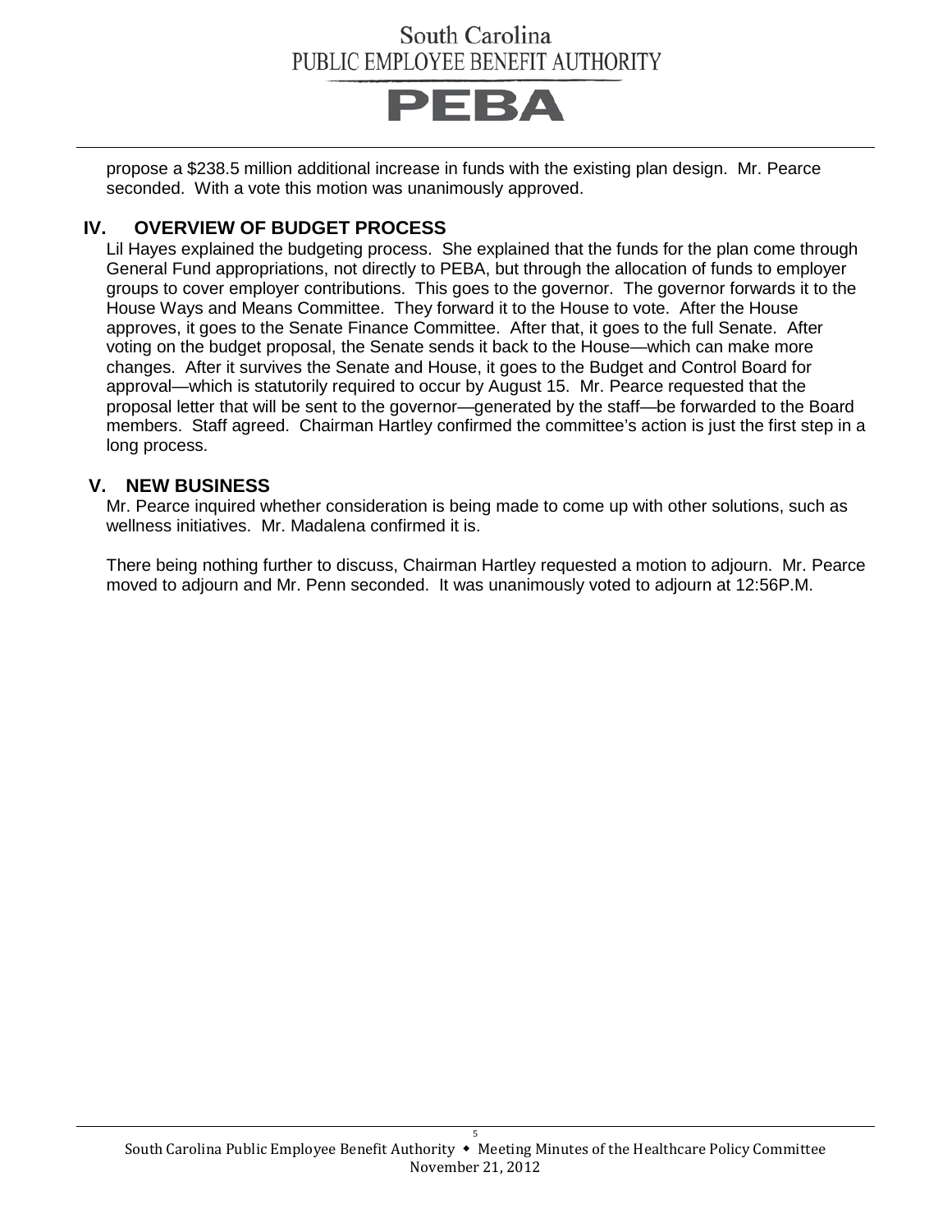propose a $238.5 million additional increase in funds with the existing plan design. Mr. Pearce seconded. With a vote this motion was unanimously approved.

## IV. OVERVIEW OF BUDGET PROCESS

Lil Hayes explained the budgeting process. She explained that the funds for the plan come through General Fund appropriations, not directly to PEBA, but through the allocation of funds to employer groups to cover employer contributions. This goes to the governor. The governor forwards it to the House Ways and Means Committee. They forward it to the House to vote. After the House approves, it goes to the Senate Finance Committee. After that, it goes to the full Senate. After voting on the budget proposal, the Senate sends it back to the House—which can make more changes. After it survives the Senate and House, it goes to the Budget and Control Board for approval—which is statutorily required to occur by August 15. Mr. Pearce requested that the proposal letter that will be sent to the governor—generated by the staff—be forwarded to the Board members. Staff agreed. Chairman Hartley confirmed the committee's action is just the first step in a long process.

## V. NEW BUSINESS

Mr. Pearce inquired whether consideration is being made to come up with other solutions, such as wellness initiatives. Mr. Madalena confirmed it is.

There being nothing further to discuss, Chairman Hartley requested a motion to adjourn. Mr. Pearce moved to adjourn and Mr. Penn seconded. It was unanimously voted to adjourn at 12:56P.M.